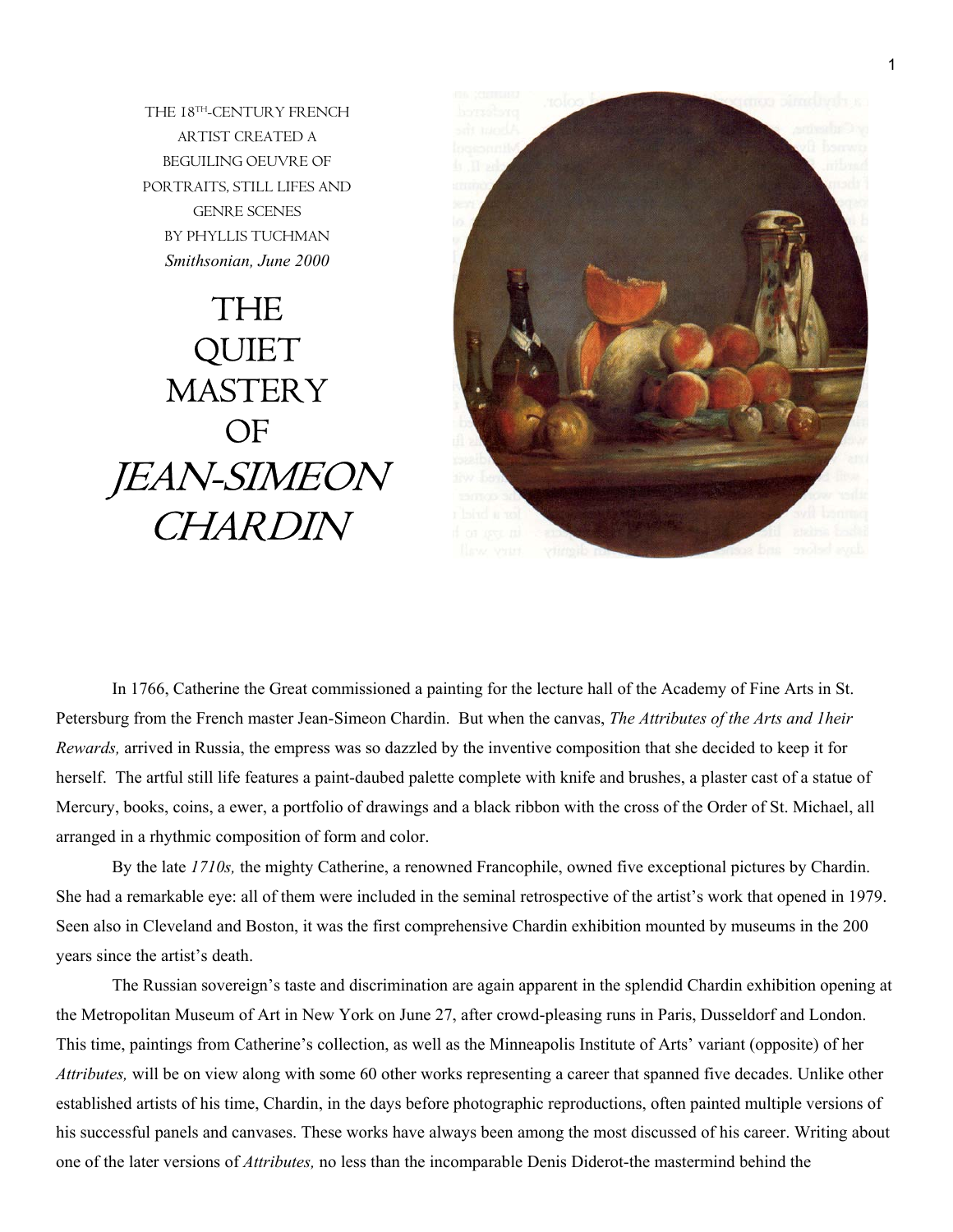THE 18TH-CENTURY FRENCH ARTIST CREATED A BEGUILING OEUVRE OF PORTRAITS, STILL LIFES AND GENRE SCENES

BY PHYLLIS TUCHMAN

*Smithsonian, June 2000*

# THE QUIET MASTERY OF *JEAN-SIMEON CHARDIN*

In 1766, Catherine the Great commissioned a painting for the lecture hall of the Academy of Fine Arts in St. Petersburg from the French master Jean-Simeon Chardin. But when the canvas, *The Attributes of the Arts and 1heir Rewards,* arrived in Russia, the empress was so dazzled by the inventive composition that she decided to keep it for herself. The artful still life features a paint-daubed palette complete with knife and brushes, a plaster cast of a statue of Mercury, books, coins, a ewer, a portfolio of drawings and a black ribbon with the cross of the Order of St. Michael, all arranged in a rhythmic composition of form and color.

By the late *1710s,* the mighty Catherine, a renowned Francophile, owned five exceptional pictures by Chardin. She had a remarkable eye: all of them were included in the seminal retrospective of the artist's work that opened in 1979. Seen also in Cleveland and Boston, it was the first comprehensive Chardin exhibition mounted by museums in the 200 years since the artist's death.

The Russian sovereign's taste and discrimination are again apparent in the splendid Chardin exhibition opening at the Metropolitan Museum of Art in New York on June 27, after crowd-pleasing runs in Paris, Dusseldorf and London. This time, paintings from Catherine's collection, as well as the Minneapolis Institute of Arts' variant (opposite) of her *Attributes,* will be on view along with some 60 other works representing a career that spanned five decades. Unlike other established artists of his time, Chardin, in the days before photographic reproductions, often painted multiple versions of his successful panels and canvases. These works have always been among the most discussed of his career. Writing about one of the later versions of *Attributes,* no less than the incomparable Denis Diderot-the mastermind behind the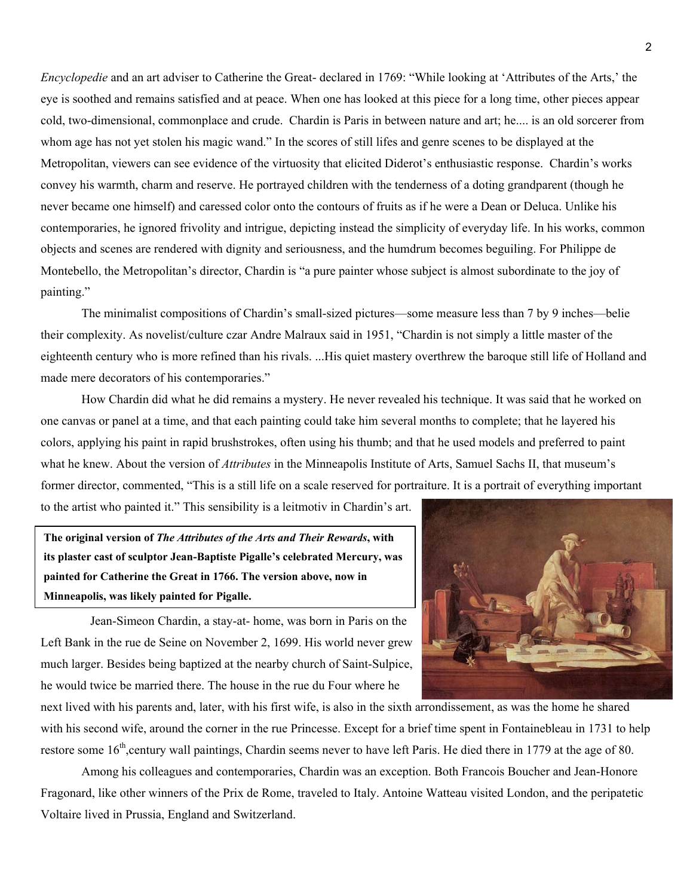*Encyclopedie* and an art adviser to Catherine the Great- declared in 1769: "While looking at 'Attributes of the Arts,' the eye is soothed and remains satisfied and at peace. When one has looked at this piece for a long time, other pieces appear cold, two-dimensional, commonplace and crude. Chardin is Paris in between nature and art; he.... is an old sorcerer from whom age has not yet stolen his magic wand." In the scores of still lifes and genre scenes to be displayed at the Metropolitan, viewers can see evidence of the virtuosity that elicited Diderot's enthusiastic response. Chardin's works convey his warmth, charm and reserve. He portrayed children with the tenderness of a doting grandparent (though he never became one himself) and caressed color onto the contours of fruits as if he were a Dean or Deluca. Unlike his contemporaries, he ignored frivolity and intrigue, depicting instead the simplicity of everyday life. In his works, common objects and scenes are rendered with dignity and seriousness, and the humdrum becomes beguiling. For Philippe de Montebello, the Metropolitan's director, Chardin is "a pure painter whose subject is almost subordinate to the joy of painting."

The minimalist compositions of Chardin's small-sized pictures—some measure less than 7 by 9 inches—belie their complexity. As novelist/culture czar Andre Malraux said in 1951, "Chardin is not simply a little master of the eighteenth century who is more refined than his rivals. ...His quiet mastery overthrew the baroque still life of Holland and made mere decorators of his contemporaries."

How Chardin did what he did remains a mystery. He never revealed his technique. It was said that he worked on one canvas or panel at a time, and that each painting could take him several months to complete; that he layered his colors, applying his paint in rapid brushstrokes, often using his thumb; and that he used models and preferred to paint what he knew. About the version of *Attributes* in the Minneapolis Institute of Arts, Samuel Sachs II, that museum's former director, commented, "This is a still life on a scale reserved for portraiture. It is a portrait of everything important to the artist who painted it." This sensibility is a leitmotiv in Chardin's art.

**The original version of *The Attributes of the Arts and Their Rewards*, with its plaster cast of sculptor Jean-Baptiste Pigalle's celebrated Mercury, was painted for Catherine the Great in 1766. The version above, now in Minneapolis, was likely painted for Pigalle.**

Jean-Simeon Chardin, a stay-at- home, was born in Paris on the Left Bank in the rue de Seine on November 2, 1699. His world never grew much larger. Besides being baptized at the nearby church of Saint-Sulpice, he would twice be married there. The house in the rue du Four where he next lived with his parents and, later, with his first wife, is also in the sixth arrondissement, as was the home he shared with his second wife, around the corner in the rue Princesse. Except for a brief time spent in Fontainebleau in 1731 to help restore some 16th,century wall paintings, Chardin seems never to have left Paris. He died there in 1779 at the age of 80.

Among his colleagues and contemporaries, Chardin was an exception. Both Francois Boucher and Jean-Honore Fragonard, like other winners of the Prix de Rome, traveled to Italy. Antoine Watteau visited London, and the peripatetic Voltaire lived in Prussia, England and Switzerland.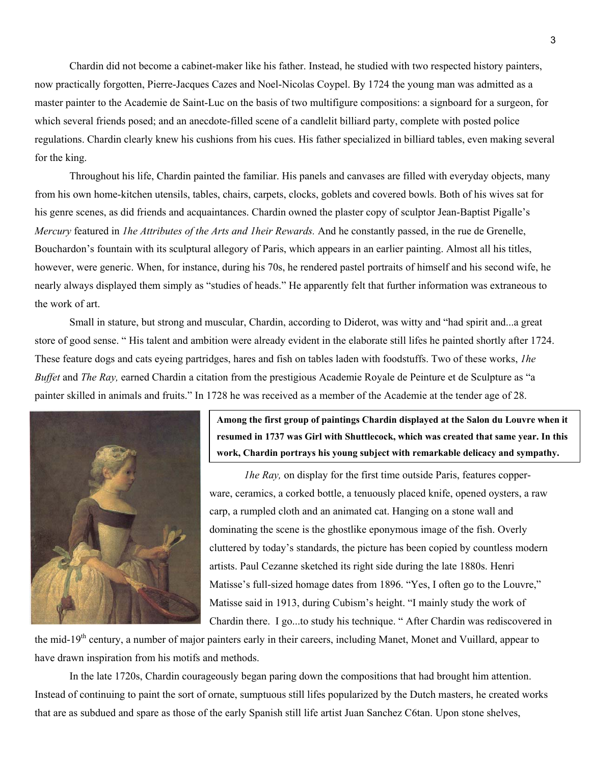Chardin did not become a cabinet-maker like his father. Instead, he studied with two respected history painters, now practically forgotten, Pierre-Jacques Cazes and Noel-Nicolas Coypel. By 1724 the young man was admitted as a master painter to the Academie de Saint-Luc on the basis of two multifigure compositions: a signboard for a surgeon, for which several friends posed; and an anecdote-filled scene of a candlelit billiard party, complete with posted police regulations. Chardin clearly knew his cushions from his cues. His father specialized in billiard tables, even making several for the king.

Throughout his life, Chardin painted the familiar. His panels and canvases are filled with everyday objects, many from his own home-kitchen utensils, tables, chairs, carpets, clocks, goblets and covered bowls. Both of his wives sat for his genre scenes, as did friends and acquaintances. Chardin owned the plaster copy of sculptor Jean-Baptist Pigalle's *Mercury* featured in *1he Attributes of the Arts and 1heir Rewards.* And he constantly passed, in the rue de Grenelle, Bouchardon's fountain with its sculptural allegory of Paris, which appears in an earlier painting. Almost all his titles, however, were generic. When, for instance, during his 70s, he rendered pastel portraits of himself and his second wife, he nearly always displayed them simply as "studies of heads." He apparently felt that further information was extraneous to the work of art.

Small in stature, but strong and muscular, Chardin, according to Diderot, was witty and "had spirit and...a great store of good sense. " His talent and ambition were already evident in the elaborate still lifes he painted shortly after 1724. These feature dogs and cats eyeing partridges, hares and fish on tables laden with foodstuffs. Two of these works, *1he Buffet* and *The Ray,* earned Chardin a citation from the prestigious Academie Royale de Peinture et de Sculpture as "a painter skilled in animals and fruits." In 1728 he was received as a member of the Academie at the tender age of 28.

**Among the first group of paintings Chardin displayed at the Salon du Louvre when it resumed in 1737 was Girl with Shuttlecock, which was created that same year. In this work, Chardin portrays his young subject with remarkable delicacy and sympathy.**

*1he Ray,* on display for the first time outside Paris, features copper-ware, ceramics, a corked bottle, a tenuously placed knife, opened oysters, a raw carp, a rumpled cloth and an animated cat. Hanging on a stone wall and dominating the scene is the ghostlike eponymous image of the fish. Overly cluttered by today's standards, the picture has been copied by countless modern artists. Paul Cezanne sketched its right side during the late 1880s. Henri Matisse's full-sized homage dates from 1896. "Yes, I often go to the Louvre," Matisse said in 1913, during Cubism's height. "I mainly study the work of Chardin there. I go...to study his technique. " After Chardin was rediscovered in the mid-19th century, a number of major painters early in their careers, including Manet, Monet and Vuillard, appear to have drawn inspiration from his motifs and methods.

In the late 1720s, Chardin courageously began paring down the compositions that had brought him attention. Instead of continuing to paint the sort of ornate, sumptuous still lifes popularized by the Dutch masters, he created works that are as subdued and spare as those of the early Spanish still life artist Juan Sanchez C6tan. Upon stone shelves,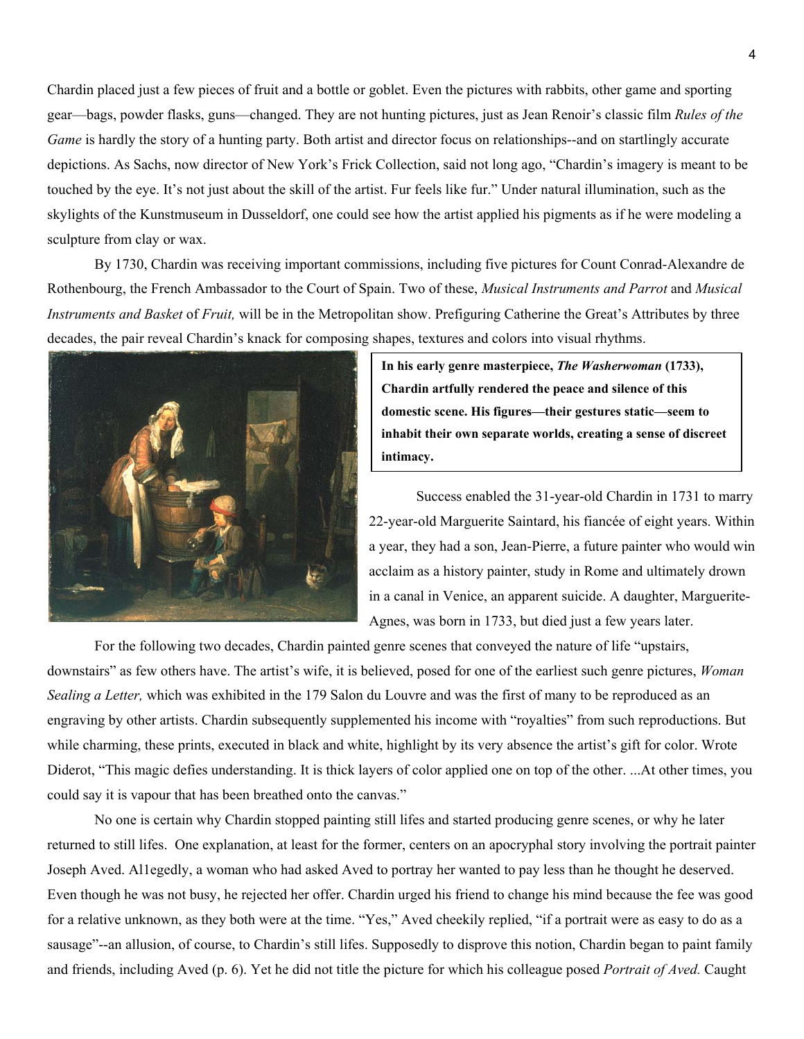Chardin placed just a few pieces of fruit and a bottle or goblet. Even the pictures with rabbits, other game and sporting gear—bags, powder flasks, guns—changed. They are not hunting pictures, just as Jean Renoir's classic film *Rules of the Game* is hardly the story of a hunting party. Both artist and director focus on relationships--and on startlingly accurate depictions. As Sachs, now director of New York's Frick Collection, said not long ago, "Chardin's imagery is meant to be touched by the eye. It's not just about the skill of the artist. Fur feels like fur." Under natural illumination, such as the skylights of the Kunstmuseum in Dusseldorf, one could see how the artist applied his pigments as if he were modeling a sculpture from clay or wax.

By 1730, Chardin was receiving important commissions, including five pictures for Count Conrad-Alexandre de Rothenbourg, the French Ambassador to the Court of Spain. Two of these, *Musical Instruments and Parrot* and *Musical Instruments and Basket* of *Fruit,* will be in the Metropolitan show. Prefiguring Catherine the Great's Attributes by three decades, the pair reveal Chardin's knack for composing shapes, textures and colors into visual rhythms.

**In his early genre masterpiece, *The Washerwoman* (1733), Chardin artfully rendered the peace and silence of this domestic scene. His figures—their gestures static—seem to inhabit their own separate worlds, creating a sense of discreet intimacy.**

Success enabled the 31-year-old Chardin in 1731 to marry 22-year-old Marguerite Saintard, his fiancée of eight years. Within a year, they had a son, Jean-Pierre, a future painter who would win acclaim as a history painter, study in Rome and ultimately drown in a canal in Venice, an apparent suicide. A daughter, Marguerite-Agnes, was born in 1733, but died just a few years later.

For the following two decades, Chardin painted genre scenes that conveyed the nature of life "upstairs, downstairs" as few others have. The artist's wife, it is believed, posed for one of the earliest such genre pictures, *Woman Sealing a Letter,* which was exhibited in the 179 Salon du Louvre and was the first of many to be reproduced as an engraving by other artists. Chardin subsequently supplemented his income with "royalties" from such reproductions. But while charming, these prints, executed in black and white, highlight by its very absence the artist's gift for color. Wrote Diderot, "This magic defies understanding. It is thick layers of color applied one on top of the other. ...At other times, you could say it is vapour that has been breathed onto the canvas."

No one is certain why Chardin stopped painting still lifes and started producing genre scenes, or why he later returned to still lifes. One explanation, at least for the former, centers on an apocryphal story involving the portrait painter Joseph Aved. Al1egedly, a woman who had asked Aved to portray her wanted to pay less than he thought he deserved. Even though he was not busy, he rejected her offer. Chardin urged his friend to change his mind because the fee was good for a relative unknown, as they both were at the time. "Yes," Aved cheekily replied, "if a portrait were as easy to do as a sausage"--an allusion, of course, to Chardin's still lifes. Supposedly to disprove this notion, Chardin began to paint family and friends, including Aved (p. 6). Yet he did not title the picture for which his colleague posed *Portrait of Aved.* Caught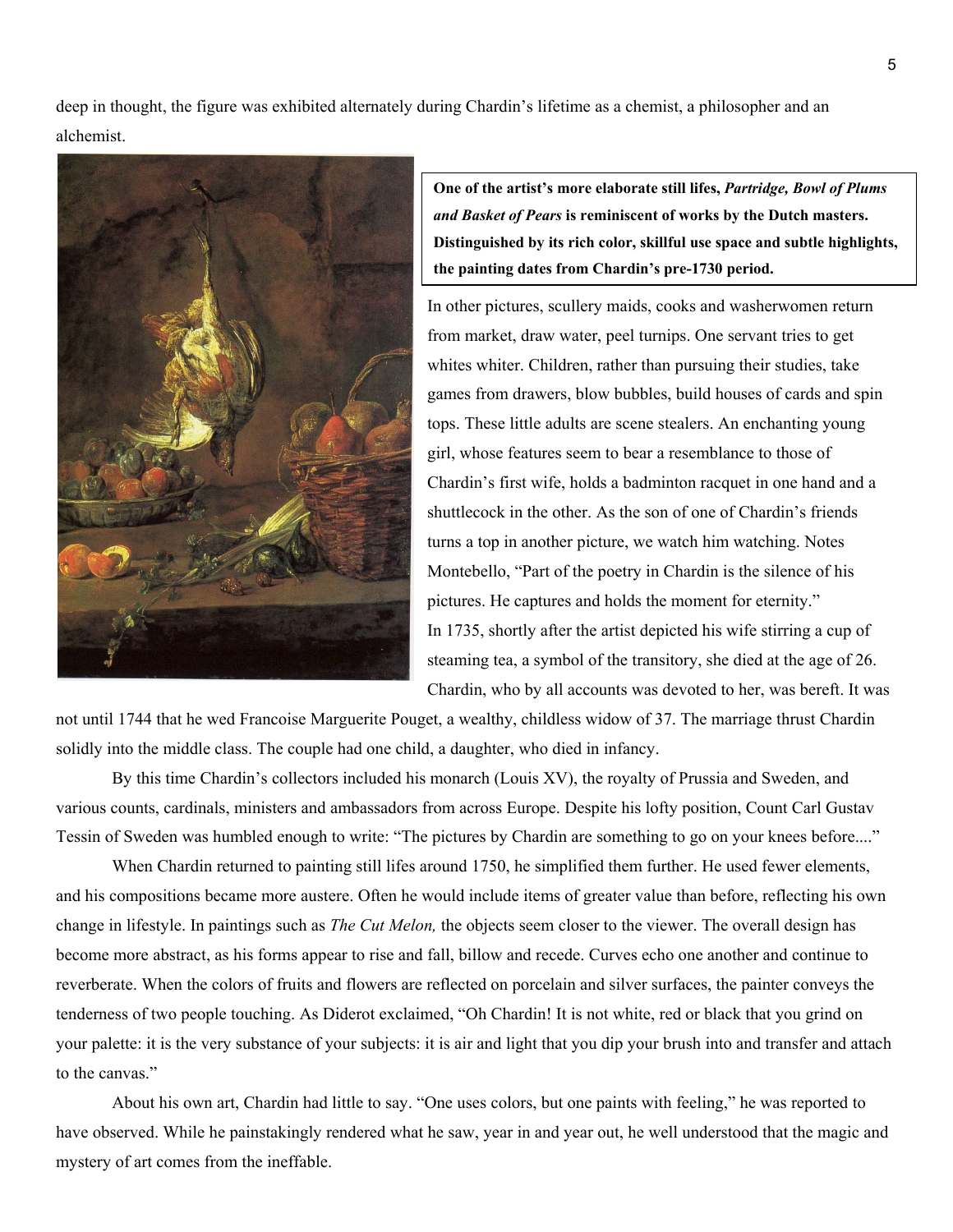deep in thought, the figure was exhibited alternately during Chardin's lifetime as a chemist, a philosopher and an alchemist.

**One of the artist's more elaborate still lifes, *Partridge, Bowl of Plums and Basket of Pears* is reminiscent of works by the Dutch masters. Distinguished by its rich color, skillful use space and subtle highlights, the painting dates from Chardin's pre-1730 period.**

In other pictures, scullery maids, cooks and washerwomen return from market, draw water, peel turnips. One servant tries to get whites whiter. Children, rather than pursuing their studies, take games from drawers, blow bubbles, build houses of cards and spin tops. These little adults are scene stealers. An enchanting young girl, whose features seem to bear a resemblance to those of Chardin's first wife, holds a badminton racquet in one hand and a shuttlecock in the other. As the son of one of Chardin's friends turns a top in another picture, we watch him watching. Notes Montebello, "Part of the poetry in Chardin is the silence of his pictures. He captures and holds the moment for eternity."

In 1735, shortly after the artist depicted his wife stirring a cup of steaming tea, a symbol of the transitory, she died at the age of 26. Chardin, who by all accounts was devoted to her, was bereft. It was not until 1744 that he wed Francoise Marguerite Pouget, a wealthy, childless widow of 37. The marriage thrust Chardin solidly into the middle class. The couple had one child, a daughter, who died in infancy.

By this time Chardin's collectors included his monarch (Louis XV), the royalty of Prussia and Sweden, and various counts, cardinals, ministers and ambassadors from across Europe. Despite his lofty position, Count Carl Gustav Tessin of Sweden was humbled enough to write: "The pictures by Chardin are something to go on your knees before...."

When Chardin returned to painting still lifes around 1750, he simplified them further. He used fewer elements, and his compositions became more austere. Often he would include items of greater value than before, reflecting his own change in lifestyle. In paintings such as *The Cut Melon,* the objects seem closer to the viewer. The overall design has become more abstract, as his forms appear to rise and fall, billow and recede. Curves echo one another and continue to reverberate. When the colors of fruits and flowers are reflected on porcelain and silver surfaces, the painter conveys the tenderness of two people touching. As Diderot exclaimed, "Oh Chardin! It is not white, red or black that you grind on your palette: it is the very substance of your subjects: it is air and light that you dip your brush into and transfer and attach to the canvas."

About his own art, Chardin had little to say. "One uses colors, but one paints with feeling," he was reported to have observed. While he painstakingly rendered what he saw, year in and year out, he well understood that the magic and mystery of art comes from the ineffable.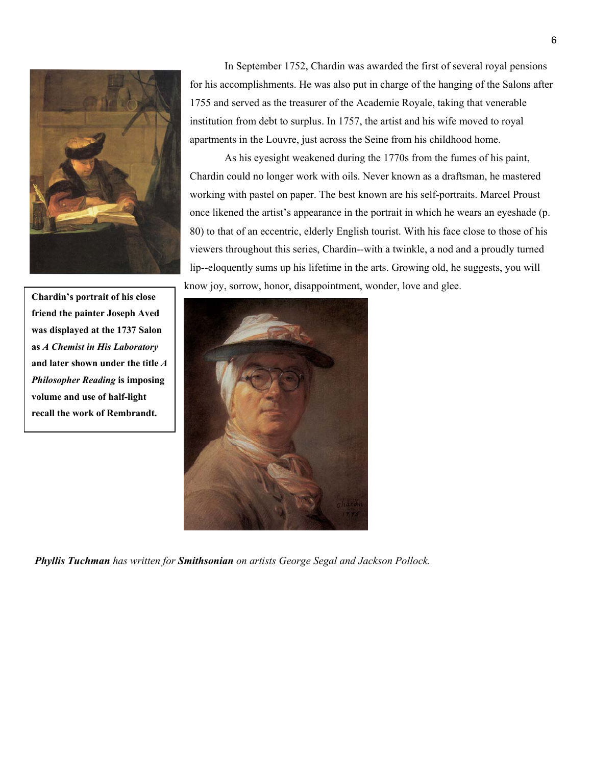In September 1752, Chardin was awarded the first of several royal pensions for his accomplishments. He was also put in charge of the hanging of the Salons after 1755 and served as the treasurer of the Academie Royale, taking that venerable institution from debt to surplus. In 1757, the artist and his wife moved to royal apartments in the Louvre, just across the Seine from his childhood home.

As his eyesight weakened during the 1770s from the fumes of his paint, Chardin could no longer work with oils. Never known as a draftsman, he mastered working with pastel on paper. The best known are his self-portraits. Marcel Proust once likened the artist's appearance in the portrait in which he wears an eyeshade (p. 80) to that of an eccentric, elderly English tourist. With his face close to those of his viewers throughout this series, Chardin--with a twinkle, a nod and a proudly turned lip--eloquently sums up his lifetime in the arts. Growing old, he suggests, you will know joy, sorrow, honor, disappointment, wonder, love and glee.

**Chardin's portrait of his close friend the painter Joseph Aved was displayed at the 1737 Salon as *A Chemist in His Laboratory* and later shown under the title *A Philosopher Reading* is imposing volume and use of half-light recall the work of Rembrandt.**

***Phyllis Tuchman*** *has written for* ***Smithsonian*** *on artists George Segal and Jackson Pollock.*